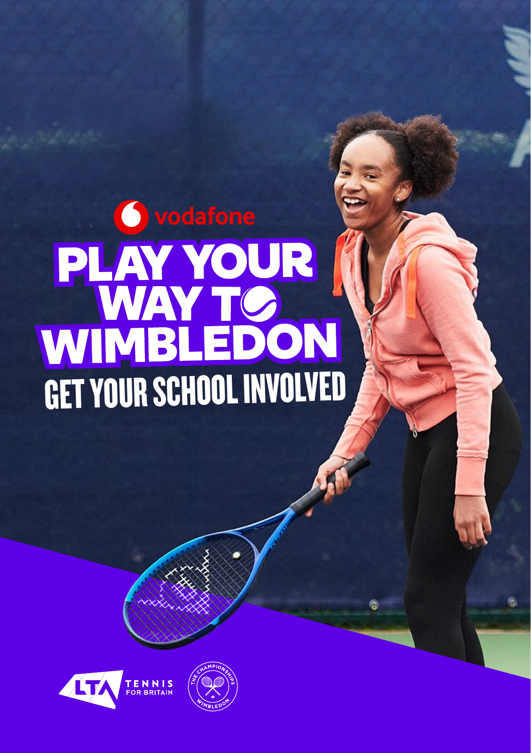vodafone

# PLAY YOUR WAY TO WIMBLEDON

## GET YOUR SCHOOL INVOLVED

LTA TENNIS FOR BRITAIN

THE CHAMPIONSHIPS WIMBLEDON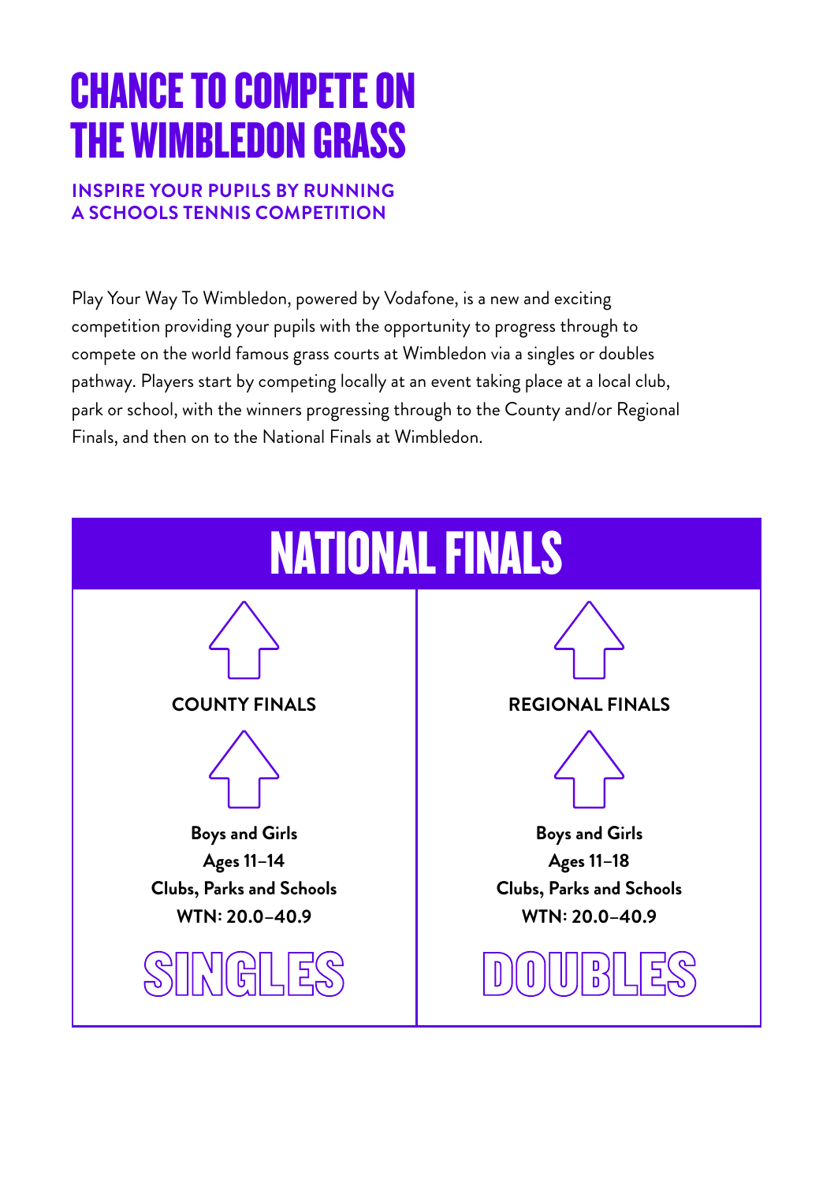# CHANCE TO COMPETE ON THE WIMBLEDON GRASS

### INSPIRE YOUR PUPILS BY RUNNING A SCHOOLS TENNIS COMPETITION

Play Your Way To Wimbledon, powered by Vodafone, is a new and exciting competition providing your pupils with the opportunity to progress through to compete on the world famous grass courts at Wimbledon via a singles or doubles pathway. Players start by competing locally at an event taking place at a local club, park or school, with the winners progressing through to the County and/or Regional Finals, and then on to the National Finals at Wimbledon.

## NATIONAL FINALS

**COUNTY FINALS**

**Boys and Girls**
**Ages 11–14**
**Clubs, Parks and Schools**
**WTN: 20.0–40.9**

SINGLES

**REGIONAL FINALS**

**Boys and Girls**
**Ages 11–18**
**Clubs, Parks and Schools**
**WTN: 20.0–40.9**

DOUBLES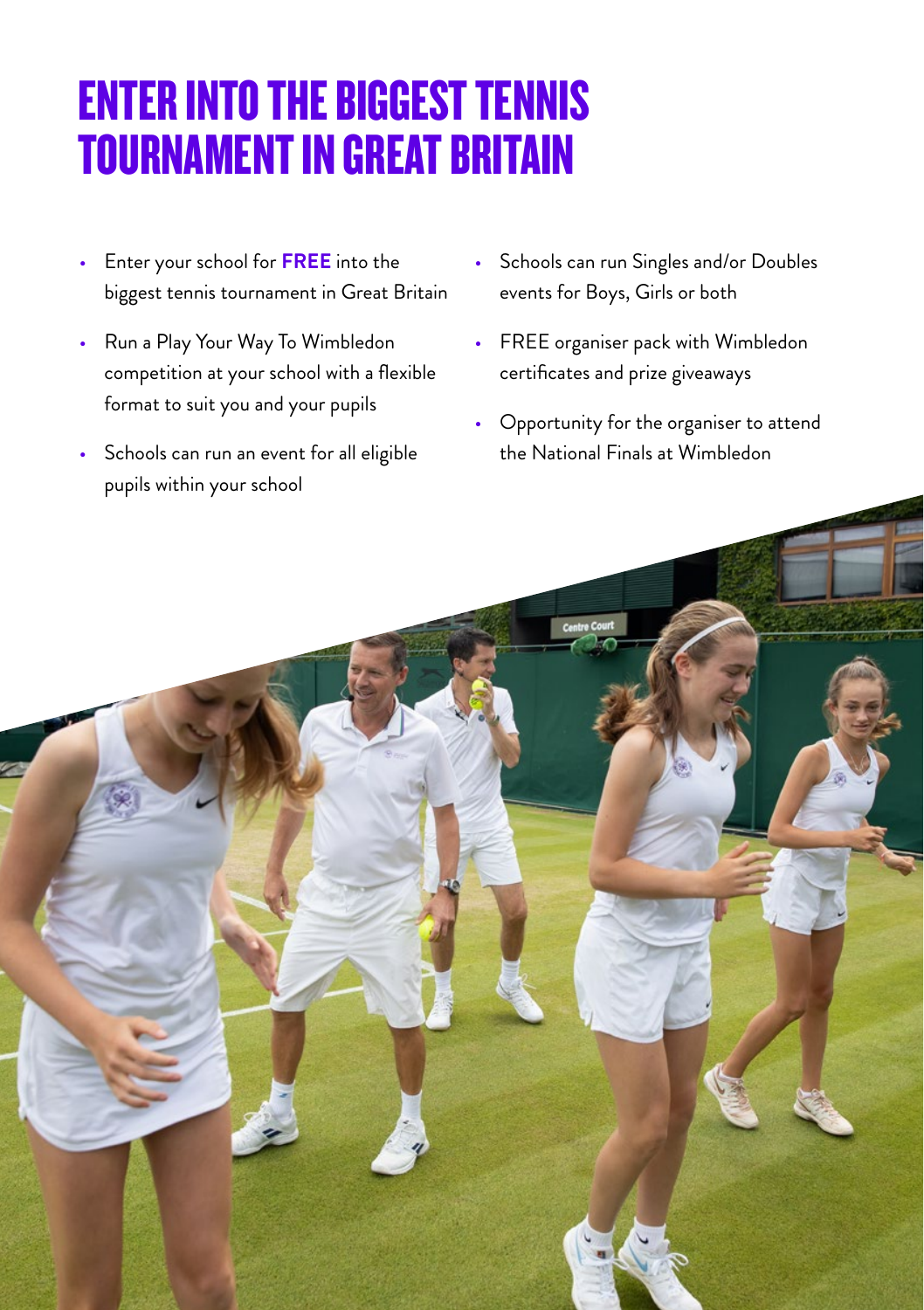# ENTER INTO THE BIGGEST TENNIS TOURNAMENT IN GREAT BRITAIN

- Enter your school for **FREE** into the biggest tennis tournament in Great Britain
- Run a Play Your Way To Wimbledon competition at your school with a flexible format to suit you and your pupils
- Schools can run an event for all eligible pupils within your school
- Schools can run Singles and/or Doubles events for Boys, Girls or both
- FREE organiser pack with Wimbledon certificates and prize giveaways
- Opportunity for the organiser to attend the National Finals at Wimbledon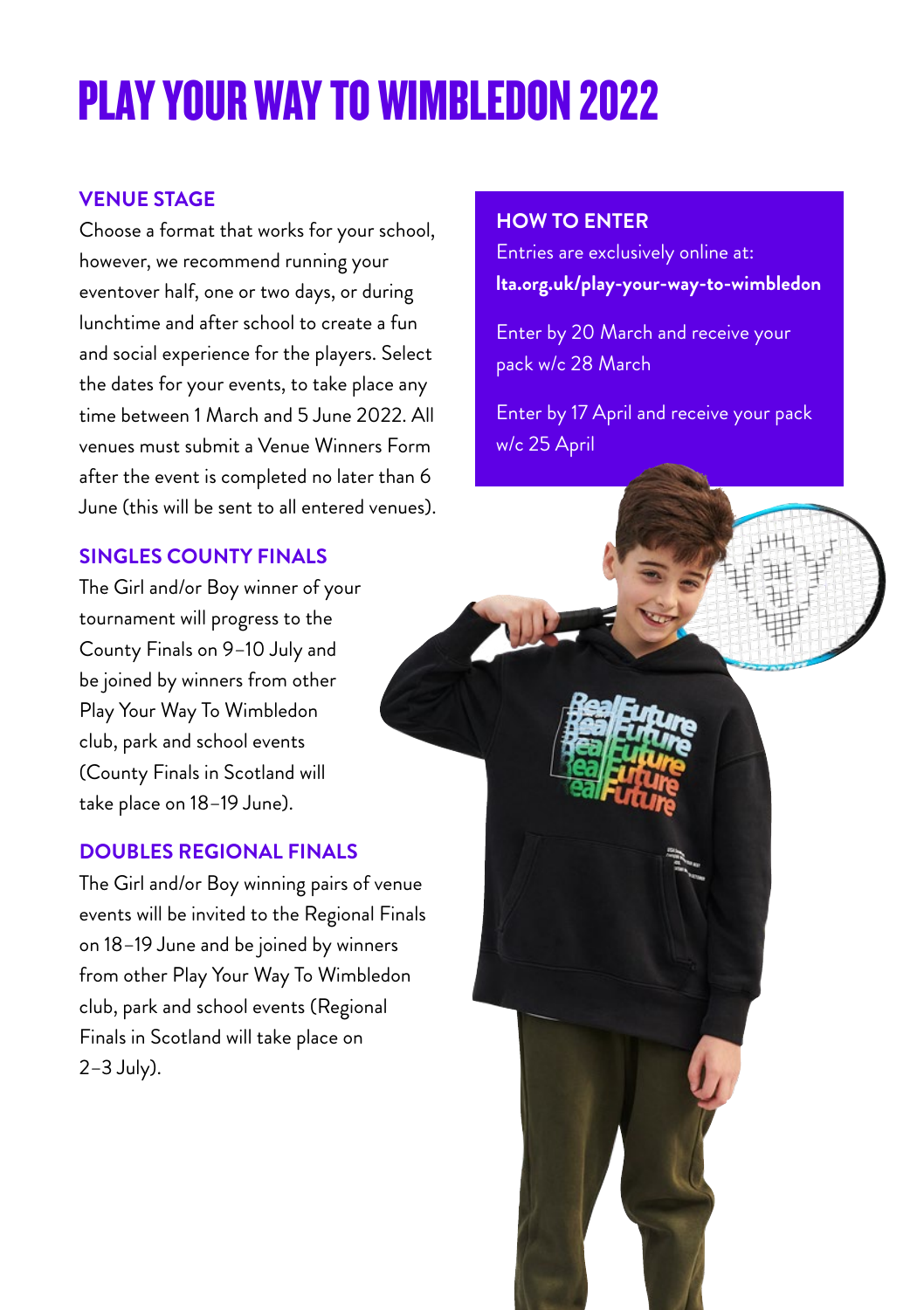# PLAY YOUR WAY TO WIMBLEDON 2022

## VENUE STAGE

Choose a format that works for your school, however, we recommend running your eventover half, one or two days, or during lunchtime and after school to create a fun and social experience for the players. Select the dates for your events, to take place any time between 1 March and 5 June 2022. All venues must submit a Venue Winners Form after the event is completed no later than 6 June (this will be sent to all entered venues).

## SINGLES COUNTY FINALS

The Girl and/or Boy winner of your tournament will progress to the County Finals on 9–10 July and be joined by winners from other Play Your Way To Wimbledon club, park and school events (County Finals in Scotland will take place on 18–19 June).

## DOUBLES REGIONAL FINALS

The Girl and/or Boy winning pairs of venue events will be invited to the Regional Finals on 18–19 June and be joined by winners from other Play Your Way To Wimbledon club, park and school events (Regional Finals in Scotland will take place on 2–3 July).

## HOW TO ENTER

Entries are exclusively online at:
**lta.org.uk/play-your-way-to-wimbledon**

Enter by 20 March and receive your pack w/c 28 March

Enter by 17 April and receive your pack w/c 25 April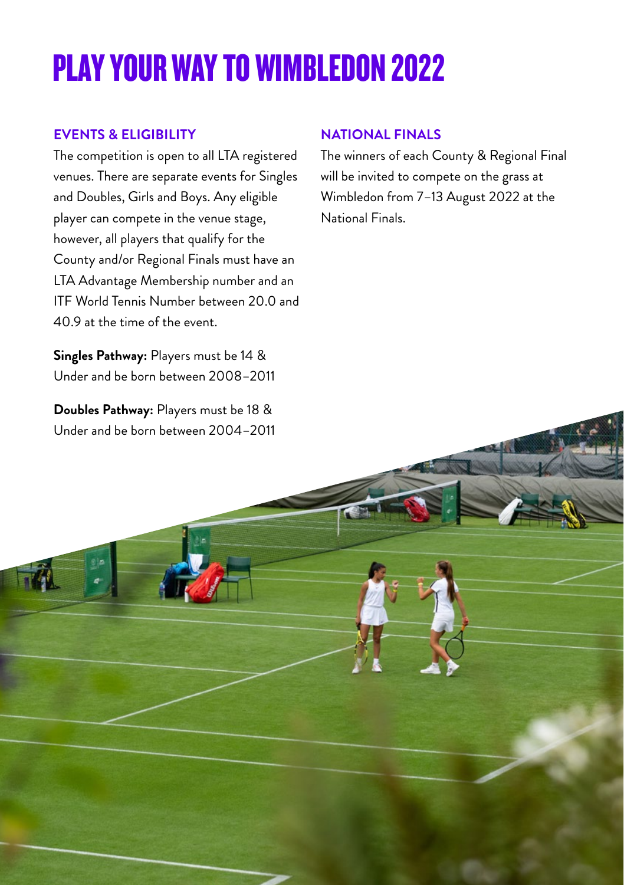# PLAY YOUR WAY TO WIMBLEDON 2022

## EVENTS & ELIGIBILITY

The competition is open to all LTA registered venues. There are separate events for Singles and Doubles, Girls and Boys. Any eligible player can compete in the venue stage, however, all players that qualify for the County and/or Regional Finals must have an LTA Advantage Membership number and an ITF World Tennis Number between 20.0 and 40.9 at the time of the event.

**Singles Pathway:** Players must be 14 & Under and be born between 2008–2011

**Doubles Pathway:** Players must be 18 & Under and be born between 2004–2011

## NATIONAL FINALS

The winners of each County & Regional Final will be invited to compete on the grass at Wimbledon from 7–13 August 2022 at the National Finals.